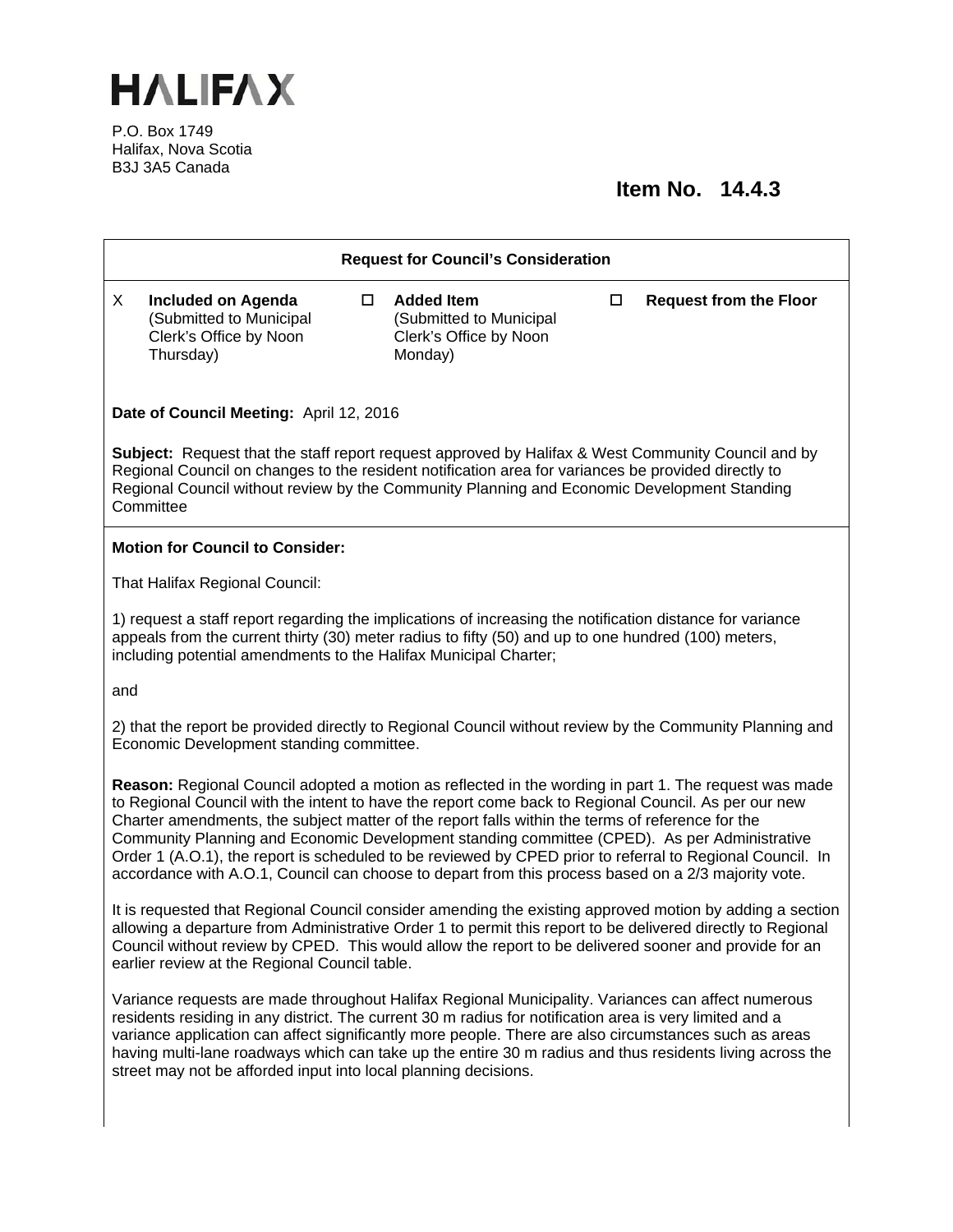# HALIFAX

P.O. Box 1749
Halifax, Nova Scotia
B3J 3A5 Canada

**Item No. 14.4.3**

**Request for Council's Consideration**

| | | | | | |
|---|---|---|---|---|---|
| X | **Included on Agenda** (Submitted to Municipal Clerk's Office by Noon Thursday) | ☐ | **Added Item** (Submitted to Municipal Clerk's Office by Noon Monday) | ☐ | **Request from the Floor** |

**Date of Council Meeting:** April 12, 2016

**Subject:** Request that the staff report request approved by Halifax & West Community Council and by Regional Council on changes to the resident notification area for variances be provided directly to Regional Council without review by the Community Planning and Economic Development Standing Committee

**Motion for Council to Consider:**

That Halifax Regional Council:

1) request a staff report regarding the implications of increasing the notification distance for variance appeals from the current thirty (30) meter radius to fifty (50) and up to one hundred (100) meters, including potential amendments to the Halifax Municipal Charter;

and

2) that the report be provided directly to Regional Council without review by the Community Planning and Economic Development standing committee.

**Reason:** Regional Council adopted a motion as reflected in the wording in part 1. The request was made to Regional Council with the intent to have the report come back to Regional Council. As per our new Charter amendments, the subject matter of the report falls within the terms of reference for the Community Planning and Economic Development standing committee (CPED). As per Administrative Order 1 (A.O.1), the report is scheduled to be reviewed by CPED prior to referral to Regional Council. In accordance with A.O.1, Council can choose to depart from this process based on a 2/3 majority vote.

It is requested that Regional Council consider amending the existing approved motion by adding a section allowing a departure from Administrative Order 1 to permit this report to be delivered directly to Regional Council without review by CPED. This would allow the report to be delivered sooner and provide for an earlier review at the Regional Council table.

Variance requests are made throughout Halifax Regional Municipality. Variances can affect numerous residents residing in any district. The current 30 m radius for notification area is very limited and a variance application can affect significantly more people. There are also circumstances such as areas having multi-lane roadways which can take up the entire 30 m radius and thus residents living across the street may not be afforded input into local planning decisions.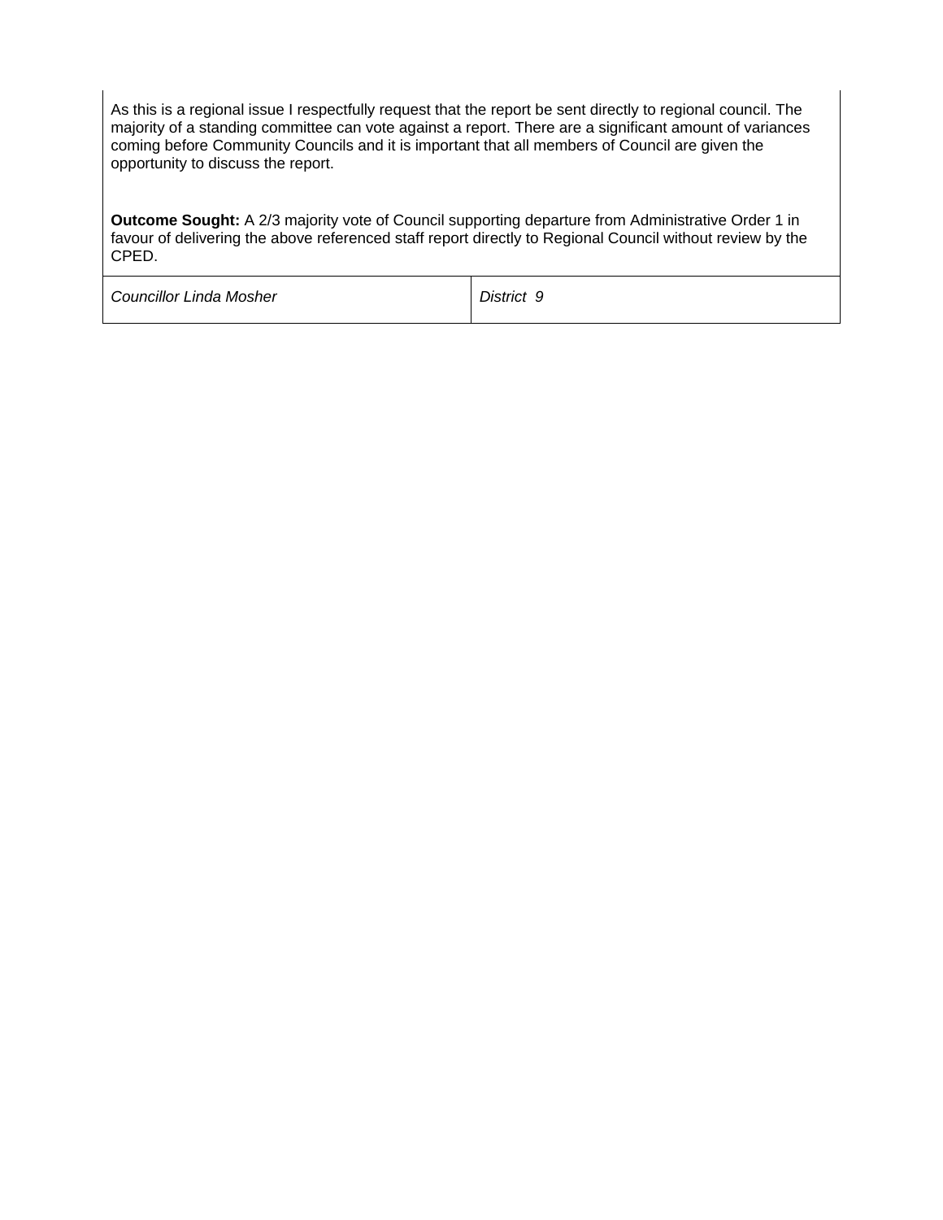As this is a regional issue I respectfully request that the report be sent directly to regional council. The majority of a standing committee can vote against a report. There are a significant amount of variances coming before Community Councils and it is important that all members of Council are given the opportunity to discuss the report.

**Outcome Sought:** A 2/3 majority vote of Council supporting departure from Administrative Order 1 in favour of delivering the above referenced staff report directly to Regional Council without review by the CPED.

| | |
|---|---|
| *Councillor Linda Mosher* | *District 9* |